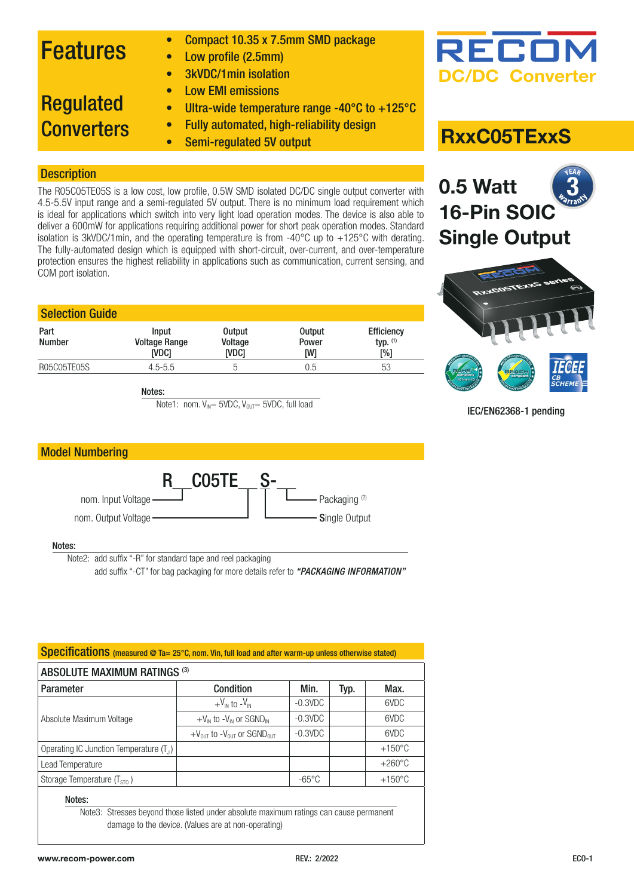# Features

# Regulated Converters

- Compact 10.35 x 7.5mm SMD package
- Low profile (2.5mm)
- 3kVDC/1min isolation
- Low EMI emissions
- Ultra-wide temperature range -40°C to +125°C
- Fully automated, high-reliability design
- Semi-regulated 5V output

RECOM
DC/DC Converter

## RxxC05TExxS

### 0.5 Watt 16-Pin SOIC Single Output

IEC/EN62368-1 pending

## Description

The R05C05TE05S is a low cost, low profile, 0.5W SMD isolated DC/DC single output converter with 4.5-5.5V input range and a semi-regulated 5V output. There is no minimum load requirement which is ideal for applications which switch into very light load operation modes. The device is also able to deliver a 600mW for applications requiring additional power for short peak operation modes. Standard isolation is 3kVDC/1min, and the operating temperature is from -40°C up to +125°C with derating. The fully-automated design which is equipped with short-circuit, over-current, and over-temperature protection ensures the highest reliability in applications such as communication, current sensing, and COM port isolation.

## Selection Guide

| Part Number | Input Voltage Range [VDC] | Output Voltage [VDC] | Output Power [W] | Efficiency typ. (1) [%] |
|---|---|---|---|---|
| R05C05TE05S | 4.5-5.5 | 5 | 0.5 | 53 |

Notes:
Note1: nom. $V_{IN}$= 5VDC, $V_{OUT}$= 5VDC, full load

## Model Numbering

R__C05TE__S-__

- nom. Input Voltage
- nom. Output Voltage
- Packaging (2)
- Single Output

Notes:
Note2: add suffix "-R" for standard tape and reel packaging
add suffix "-CT" for bag packaging for more details refer to *"PACKAGING INFORMATION"*

## Specifications (measured @ Ta= 25°C, nom. Vin, full load and after warm-up unless otherwise stated)

### ABSOLUTE MAXIMUM RATINGS (3)

| Parameter | Condition | Min. | Typ. | Max. |
|---|---|---|---|---|
| Absolute Maximum Voltage | $+V_{IN}$ to $-V_{IN}$ | -0.3VDC | | 6VDC |
| | $+V_{IN}$ to $-V_{IN}$ or $SGND_{IN}$ | -0.3VDC | | 6VDC |
| | $+V_{OUT}$ to $-V_{OUT}$ or $SGND_{OUT}$ | -0.3VDC | | 6VDC |
| Operating IC Junction Temperature ($T_J$) | | | | +150°C |
| Lead Temperature | | | | +260°C |
| Storage Temperature ($T_{STG}$) | | -65°C | | +150°C |

Notes:
Note3: Stresses beyond those listed under absolute maximum ratings can cause permanent damage to the device. (Values are at non-operating)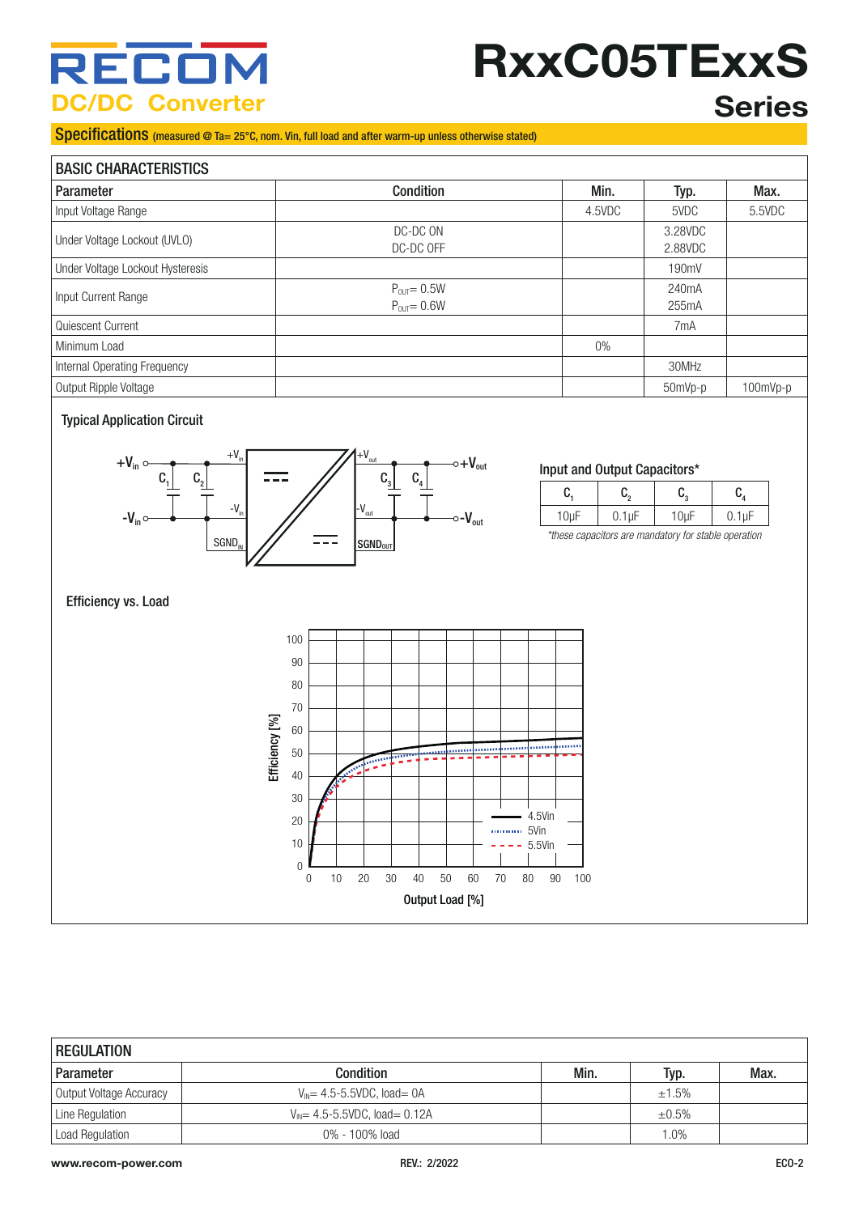# RxxC05TExxS Series

## Specifications (measured @ Ta= 25°C, nom. Vin, full load and after warm-up unless otherwise stated)

| BASIC CHARACTERISTICS | | | | |
|---|---|---|---|---|
| **Parameter** | **Condition** | **Min.** | **Typ.** | **Max.** |
| Input Voltage Range | | 4.5VDC | 5VDC | 5.5VDC |
| Under Voltage Lockout (UVLO) | DC-DC ON<br>DC-DC OFF | | 3.28VDC<br>2.88VDC | |
| Under Voltage Lockout Hysteresis | | | 190mV | |
| Input Current Range | $P_{OUT}$= 0.5W<br>$P_{OUT}$= 0.6W | | 240mA<br>255mA | |
| Quiescent Current | | | 7mA | |
| Minimum Load | | 0% | | |
| Internal Operating Frequency | | | 30MHz | |
| Output Ripple Voltage | | | 50mVp-p | 100mVp-p |

### Typical Application Circuit

### Input and Output Capacitors*

| $C_1$ | $C_2$ | $C_3$ | $C_4$ |
|---|---|---|---|
| 10µF | 0.1µF | 10µF | 0.1µF |

*\*these capacitors are mandatory for stable operation*

### Efficiency vs. Load

| REGULATION | | | | |
|---|---|---|---|---|
| **Parameter** | **Condition** | **Min.** | **Typ.** | **Max.** |
| Output Voltage Accuracy | $V_{IN}$= 4.5-5.5VDC, load= 0A | | ±1.5% | |
| Line Regulation | $V_{IN}$= 4.5-5.5VDC, load= 0.12A | | ±0.5% | |
| Load Regulation | 0% - 100% load | | 1.0% | |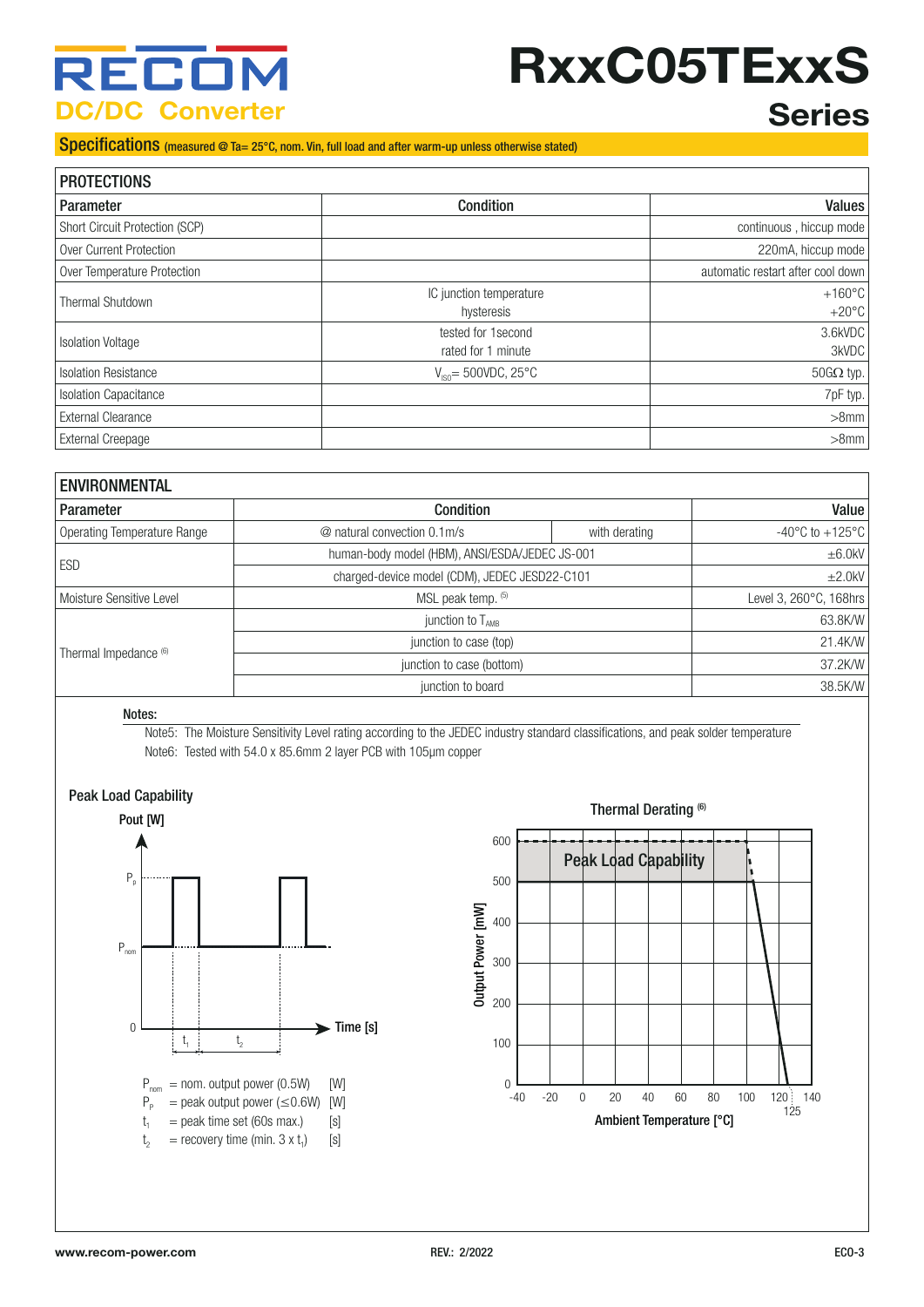## Specifications (measured @ Ta= 25°C, nom. Vin, full load and after warm-up unless otherwise stated)

| PROTECTIONS | | |
|---|---|---|
| **Parameter** | **Condition** | **Values** |
| Short Circuit Protection (SCP) | | continuous , hiccup mode |
| Over Current Protection | | 220mA, hiccup mode |
| Over Temperature Protection | | automatic restart after cool down |
| Thermal Shutdown | IC junction temperature<br>hysteresis | +160°C<br>+20°C |
| Isolation Voltage | tested for 1second<br>rated for 1 minute | 3.6kVDC<br>3kVDC |
| Isolation Resistance | $V_{ISO}$= 500VDC, 25°C | 50GΩ typ. |
| Isolation Capacitance | | 7pF typ. |
| External Clearance | | >8mm |
| External Creepage | | >8mm |

| ENVIRONMENTAL | | | |
|---|---|---|---|
| **Parameter** | **Condition** | | **Value** |
| Operating Temperature Range | @ natural convection 0.1m/s | with derating | -40°C to +125°C |
| ESD | human-body model (HBM), ANSI/ESDA/JEDEC JS-001 | | ±6.0kV |
| | charged-device model (CDM), JEDEC JESD22-C101 | | ±2.0kV |
| Moisture Sensitive Level | MSL peak temp. [5] | | Level 3, 260°C, 168hrs |
| Thermal Impedance [6] | junction to $T_{AMB}$ | | 63.8K/W |
| | junction to case (top) | | 21.4K/W |
| | junction to case (bottom) | | 37.2K/W |
| | junction to board | | 38.5K/W |

**Notes:**

Note5: The Moisture Sensitivity Level rating according to the JEDEC industry standard classifications, and peak solder temperature

Note6: Tested with 54.0 x 85.6mm 2 layer PCB with 105µm copper

**Peak Load Capability**

$P_{nom}$ = nom. output power (0.5W) [W]
$P_P$ = peak output power (≤0.6W) [W]
$t_1$ = peak time set (60s max.) [s]
$t_2$ = recovery time (min. 3 x $t_1$) [s]

**Thermal Derating [6]**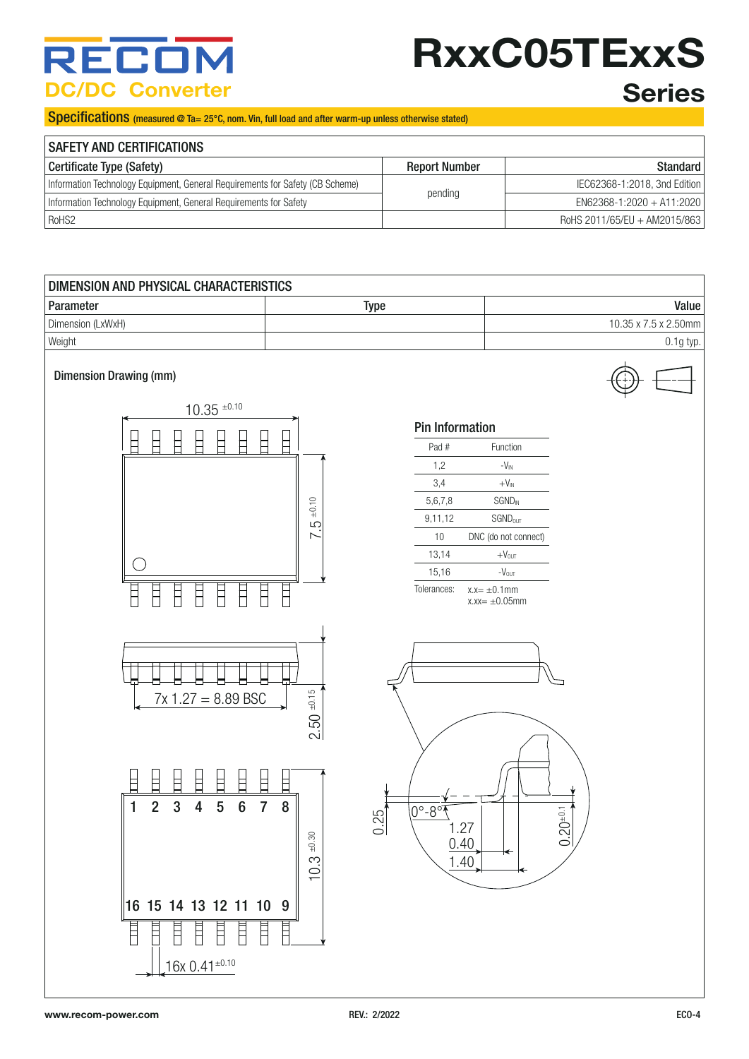# RxxC05TExxS Series

## DC/DC Converter

**Specifications** (measured @ Ta= 25°C, nom. Vin, full load and after warm-up unless otherwise stated)

| SAFETY AND CERTIFICATIONS | | |
|---|---|---|
| **Certificate Type (Safety)** | **Report Number** | **Standard** |
| Information Technology Equipment, General Requirements for Safety (CB Scheme) | pending | IEC62368-1:2018, 3nd Edition |
| Information Technology Equipment, General Requirements for Safety | | EN62368-1:2020 + A11:2020 |
| RoHS2 | | RoHS 2011/65/EU + AM2015/863 |

| DIMENSION AND PHYSICAL CHARACTERISTICS | | |
|---|---|---|
| **Parameter** | **Type** | **Value** |
| Dimension (LxWxH) | | 10.35 x 7.5 x 2.50mm |
| Weight | | 0.1g typ. |

### Dimension Drawing (mm)

10.35 ±0.10

7.5 ±0.10

7x 1.27 = 8.89 BSC

2.50 ±0.15

1 2 3 4 5 6 7 8

16 15 14 13 12 11 10 9

10.3 ±0.30

16x 0.41 ±0.10

0.25

0°-8°

1.27

0.40

1.40

0.20 ±0.1

### Pin Information

| Pad # | Function |
|---|---|
| 1,2 | $-V_{IN}$ |
| 3,4 | $+V_{IN}$ |
| 5,6,7,8 | $SGND_{IN}$ |
| 9,11,12 | $SGND_{OUT}$ |
| 10 | DNC (do not connect) |
| 13,14 | $+V_{OUT}$ |
| 15,16 | $-V_{OUT}$ |

Tolerances: x.x= ±0.1mm
x.xx= ±0.05mm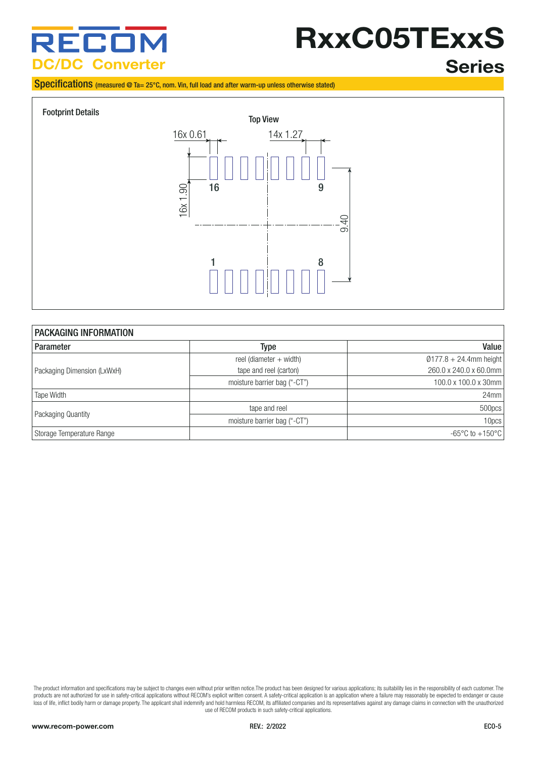# RxxC05TExxS Series

DC/DC Converter

**Specifications** (measured @ Ta= 25°C, nom. Vin, full load and after warm-up unless otherwise stated)

Footprint Details

Top View

16x 0.61

14x 1.27

16x 1.90

9.40

16

9

1

8

| PACKAGING INFORMATION | | |
|---|---|---|
| **Parameter** | **Type** | **Value** |
| Packaging Dimension (LxWxH) | reel (diameter + width) | Ø177.8 + 24.4mm height |
| | tape and reel (carton) | 260.0 x 240.0 x 60.0mm |
| | moisture barrier bag ("-CT") | 100.0 x 100.0 x 30mm |
| Tape Width | | 24mm |
| Packaging Quantity | tape and reel | 500pcs |
| | moisture barrier bag ("-CT") | 10pcs |
| Storage Temperature Range | | -65°C to +150°C |

The product information and specifications may be subject to changes even without prior written notice.The product has been designed for various applications; its suitability lies in the responsibility of each customer. The products are not authorized for use in safety-critical applications without RECOM's explicit written consent. A safety-critical application is an application where a failure may reasonably be expected to endanger or cause loss of life, inflict bodily harm or damage property. The applicant shall indemnify and hold harmless RECOM, its affiliated companies and its representatives against any damage claims in connection with the unauthorized use of RECOM products in such safety-critical applications.

www.recom-power.com REV.: 2/2022 ECO-5